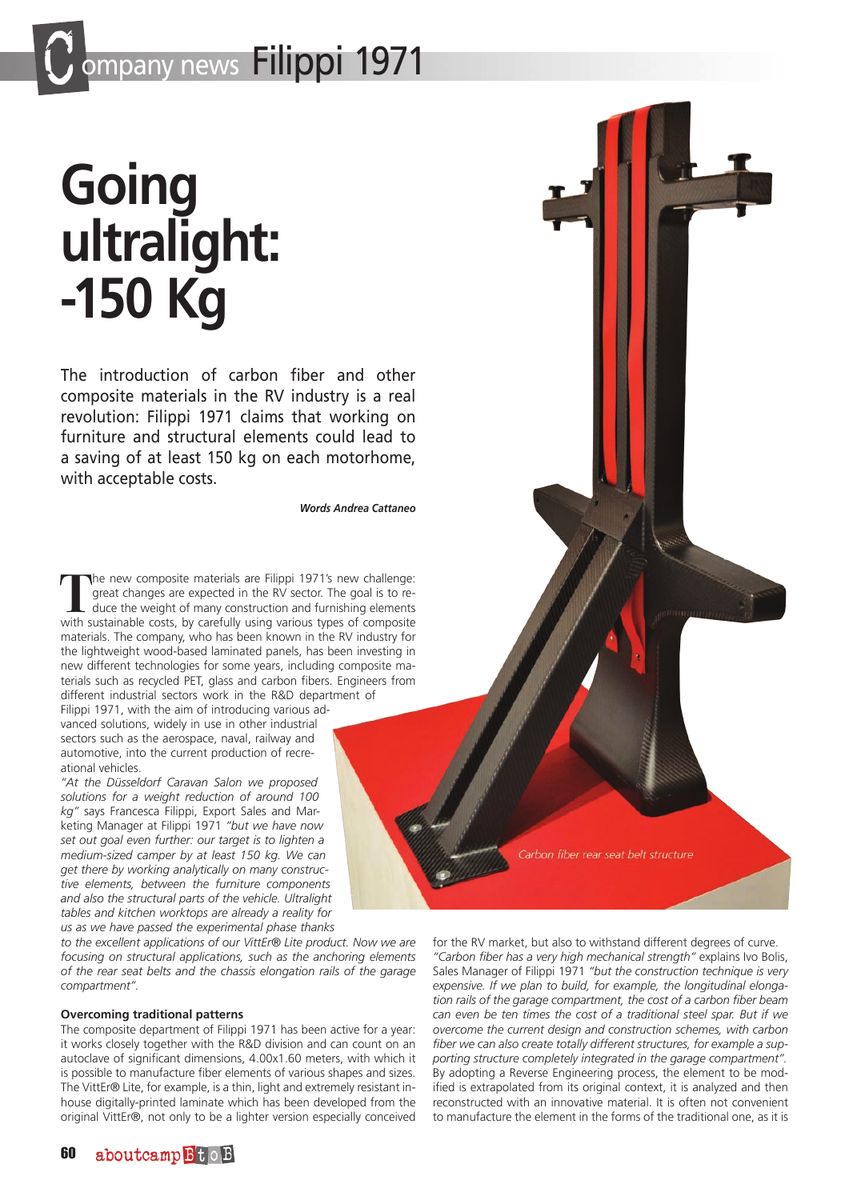# Going ultralight: -150 Kg

The introduction of carbon fiber and other composite materials in the RV industry is a real revolution: Filippi 1971 claims that working on furniture and structural elements could lead to a saving of at least 150 kg on each motorhome, with acceptable costs.

***Words Andrea Cattaneo***

The new composite materials are Filippi 1971's new challenge: great changes are expected in the RV sector. The goal is to reduce the weight of many construction and furnishing elements with sustainable costs, by carefully using various types of composite materials. The company, who has been known in the RV industry for the lightweight wood-based laminated panels, has been investing in new different technologies for some years, including composite materials such as recycled PET, glass and carbon fibers. Engineers from different industrial sectors work in the R&D department of Filippi 1971, with the aim of introducing various advanced solutions, widely in use in other industrial sectors such as the aerospace, naval, railway and automotive, into the current production of recreational vehicles.

*"At the Düsseldorf Caravan Salon we proposed solutions for a weight reduction of around 100 kg"* says Francesca Filippi, Export Sales and Marketing Manager at Filippi 1971 *"but we have now set out goal even further: our target is to lighten a medium-sized camper by at least 150 kg. We can get there by working analytically on many constructive elements, between the furniture components and also the structural parts of the vehicle. Ultralight tables and kitchen worktops are already a reality for us as we have passed the experimental phase thanks to the excellent applications of our VittEr® Lite product. Now we are focusing on structural applications, such as the anchoring elements of the rear seat belts and the chassis elongation rails of the garage compartment".*

Carbon fiber rear seat belt structure

## Overcoming traditional patterns

The composite department of Filippi 1971 has been active for a year: it works closely together with the R&D division and can count on an autoclave of significant dimensions, 4.00x1.60 meters, with which it is possible to manufacture fiber elements of various shapes and sizes. The VittEr® Lite, for example, is a thin, light and extremely resistant in-house digitally-printed laminate which has been developed from the original VittEr®, not only to be a lighter version especially conceived for the RV market, but also to withstand different degrees of curve.

*"Carbon fiber has a very high mechanical strength"* explains Ivo Bolis, Sales Manager of Filippi 1971 *"but the construction technique is very expensive. If we plan to build, for example, the longitudinal elongation rails of the garage compartment, the cost of a carbon fiber beam can even be ten times the cost of a traditional steel spar. But if we overcome the current design and construction schemes, with carbon fiber we can also create totally different structures, for example a supporting structure completely integrated in the garage compartment".*

By adopting a Reverse Engineering process, the element to be modified is extrapolated from its original context, it is analyzed and then reconstructed with an innovative material. It is often not convenient to manufacture the element in the forms of the traditional one, as it is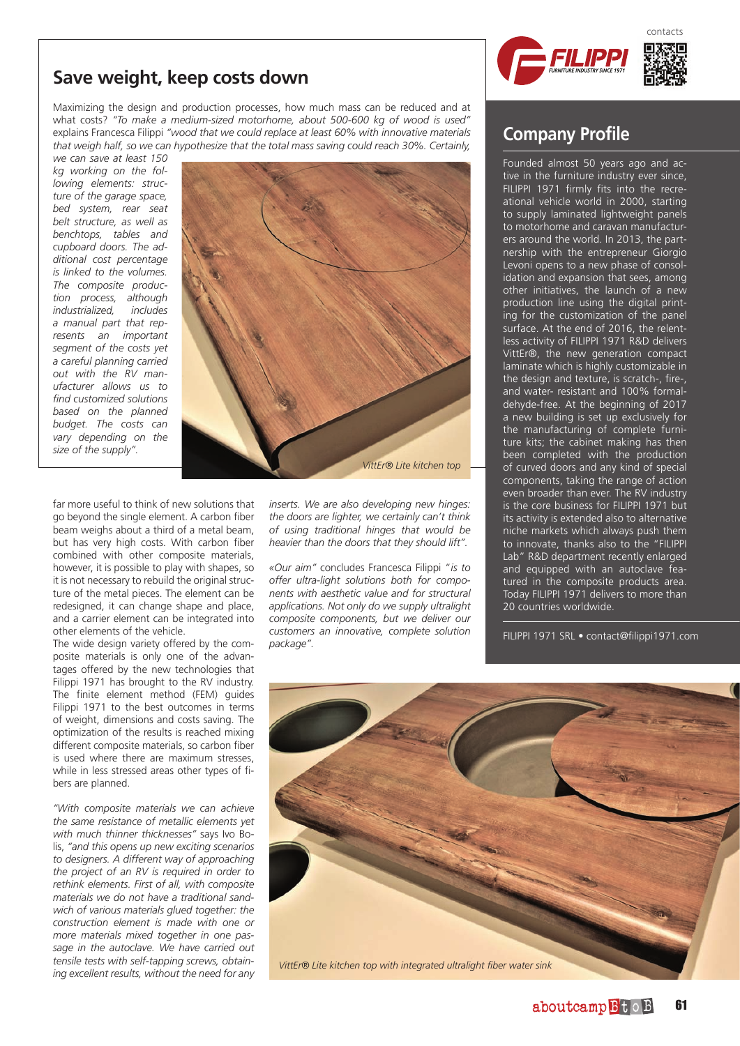## Save weight, keep costs down

Maximizing the design and production processes, how much mass can be reduced and at what costs? *"To make a medium-sized motorhome, about 500-600 kg of wood is used"* explains Francesca Filippi *"wood that we could replace at least 60% with innovative materials that weigh half, so we can hypothesize that the total mass saving could reach 30%. Certainly, we can save at least 150 kg working on the following elements: structure of the garage space, bed system, rear seat belt structure, as well as benchtops, tables and cupboard doors. The additional cost percentage is linked to the volumes. The composite production process, although industrialized, includes a manual part that represents an important segment of the costs yet a careful planning carried out with the RV manufacturer allows us to find customized solutions based on the planned budget. The costs can vary depending on the size of the supply"*.

*VittEr® Lite kitchen top*

far more useful to think of new solutions that go beyond the single element. A carbon fiber beam weighs about a third of a metal beam, but has very high costs. With carbon fiber combined with other composite materials, however, it is possible to play with shapes, so it is not necessary to rebuild the original structure of the metal pieces. The element can be redesigned, it can change shape and place, and a carrier element can be integrated into other elements of the vehicle.

The wide design variety offered by the composite materials is only one of the advantages offered by the new technologies that Filippi 1971 has brought to the RV industry. The finite element method (FEM) guides Filippi 1971 to the best outcomes in terms of weight, dimensions and costs saving. The optimization of the results is reached mixing different composite materials, so carbon fiber is used where there are maximum stresses, while in less stressed areas other types of fibers are planned.

*"With composite materials we can achieve the same resistance of metallic elements yet with much thinner thicknesses"* says Ivo Bolis, *"and this opens up new exciting scenarios to designers. A different way of approaching the project of an RV is required in order to rethink elements. First of all, with composite materials we do not have a traditional sandwich of various materials glued together: the construction element is made with one or more materials mixed together in one passage in the autoclave. We have carried out tensile tests with self-tapping screws, obtaining excellent results, without the need for any inserts. We are also developing new hinges: the doors are lighter, we certainly can't think of using traditional hinges that would be heavier than the doors that they should lift"*.

*«Our aim"* concludes Francesca Filippi *"is to offer ultra-light solutions both for components with aesthetic value and for structural applications. Not only do we supply ultralight composite components, but we deliver our customers an innovative, complete solution package"*.

contacts

FILIPPI FURNITURE INDUSTRY SINCE 1971

## Company Profile

Founded almost 50 years ago and active in the furniture industry ever since, FILIPPI 1971 firmly fits into the recreational vehicle world in 2000, starting to supply laminated lightweight panels to motorhome and caravan manufacturers around the world. In 2013, the partnership with the entrepreneur Giorgio Levoni opens to a new phase of consolidation and expansion that sees, among other initiatives, the launch of a new production line using the digital printing for the customization of the panel surface. At the end of 2016, the relentless activity of FILIPPI 1971 R&D delivers VittEr®, the new generation compact laminate which is highly customizable in the design and texture, is scratch-, fire-, and water- resistant and 100% formaldehyde-free. At the beginning of 2017 a new building is set up exclusively for the manufacturing of complete furniture kits; the cabinet making has then been completed with the production of curved doors and any kind of special components, taking the range of action even broader than ever. The RV industry is the core business for FILIPPI 1971 but its activity is extended also to alternative niche markets which always push them to innovate, thanks also to the "FILIPPI Lab" R&D department recently enlarged and equipped with an autoclave featured in the composite products area. Today FILIPPI 1971 delivers to more than 20 countries worldwide.

FILIPPI 1971 SRL • contact@filippi1971.com

*VittEr® Lite kitchen top with integrated ultralight fiber water sink*